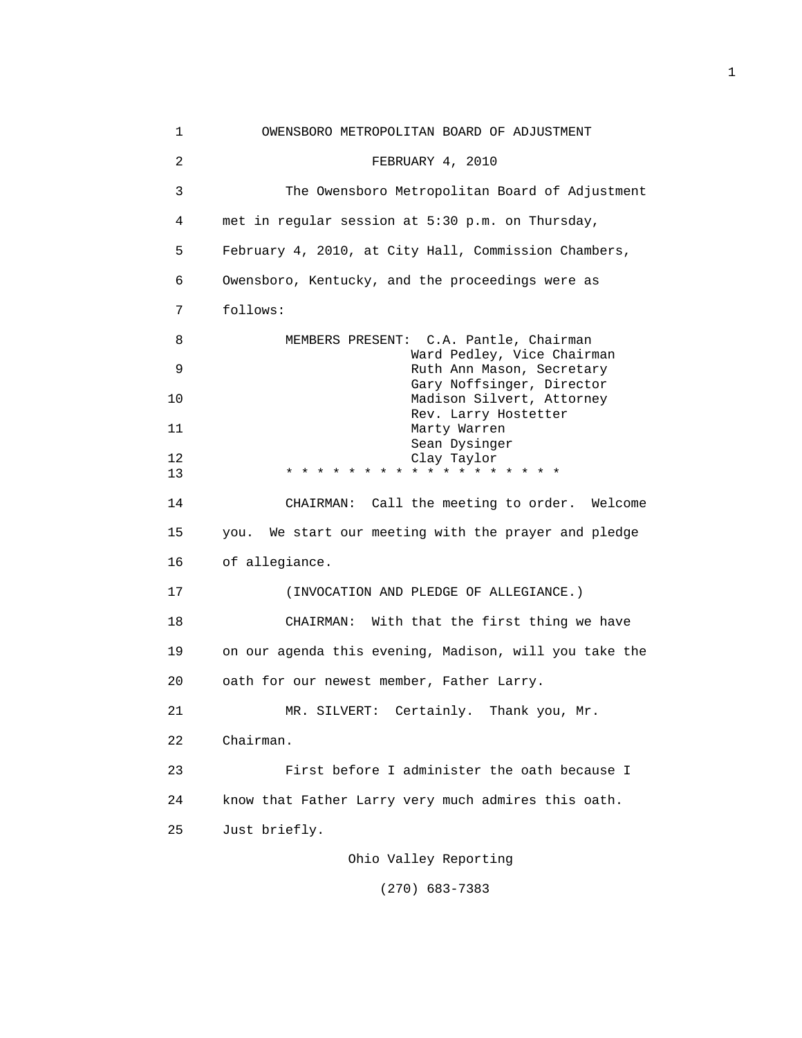# OWENSBORO METROPOLITAN BOARD OF ADJUSTMENT

FEBRUARY 4, 2010

The Owensboro Metropolitan Board of Adjustment met in regular session at 5:30 p.m. on Thursday, February 4, 2010, at City Hall, Commission Chambers, Owensboro, Kentucky, and the proceedings were as follows:

MEMBERS PRESENT: C.A. Pantle, Chairman
Ward Pedley, Vice Chairman
Ruth Ann Mason, Secretary
Gary Noffsinger, Director
Madison Silvert, Attorney
Rev. Larry Hostetter
Marty Warren
Sean Dysinger
Clay Taylor

* * * * * * * * * * * * * * * * * * *

CHAIRMAN: Call the meeting to order. Welcome you. We start our meeting with the prayer and pledge of allegiance.

(INVOCATION AND PLEDGE OF ALLEGIANCE.)

CHAIRMAN: With that the first thing we have on our agenda this evening, Madison, will you take the oath for our newest member, Father Larry.

MR. SILVERT: Certainly. Thank you, Mr. Chairman.

First before I administer the oath because I know that Father Larry very much admires this oath. Just briefly.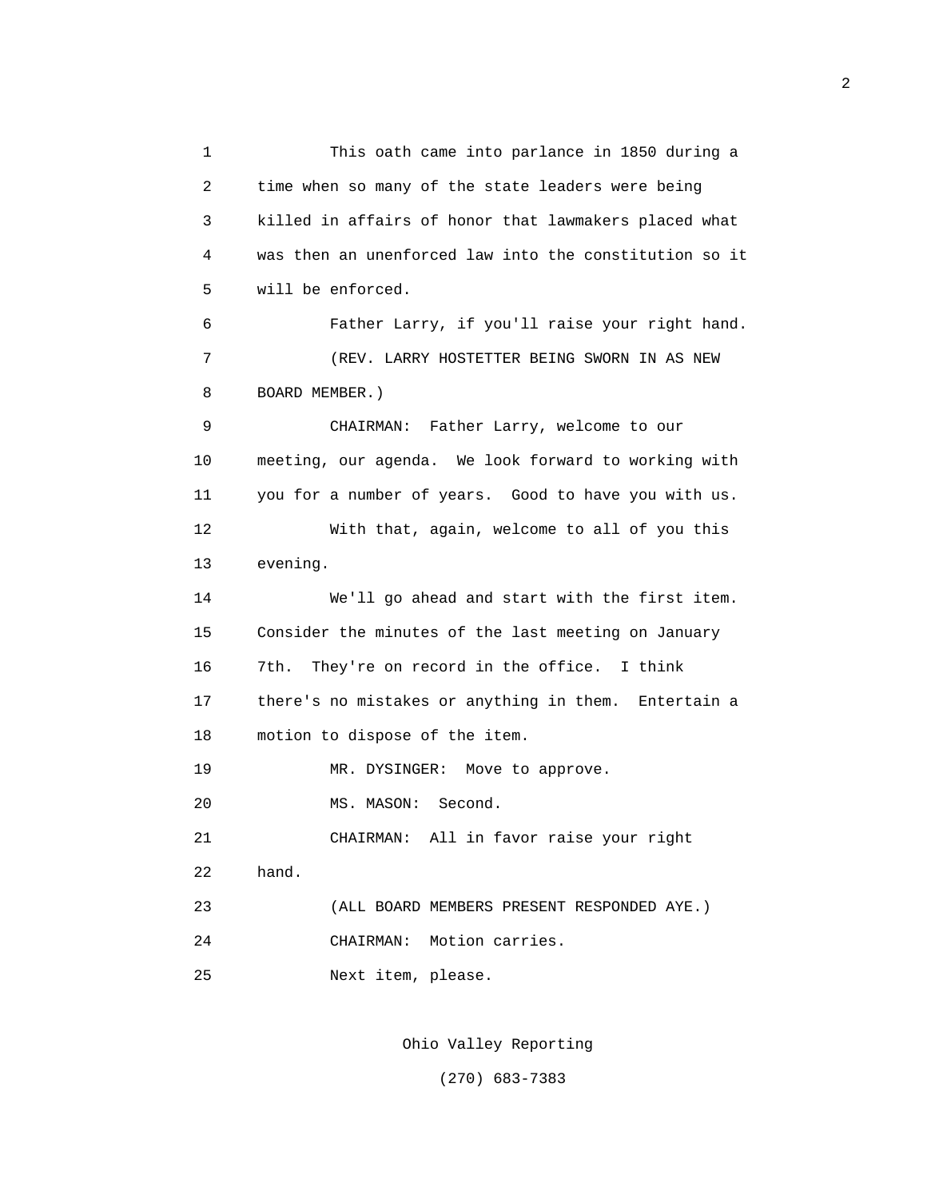This oath came into parlance in 1850 during a time when so many of the state leaders were being killed in affairs of honor that lawmakers placed what was then an unenforced law into the constitution so it will be enforced.

Father Larry, if you'll raise your right hand.

(REV. LARRY HOSTETTER BEING SWORN IN AS NEW BOARD MEMBER.)

CHAIRMAN: Father Larry, welcome to our meeting, our agenda. We look forward to working with you for a number of years. Good to have you with us.

With that, again, welcome to all of you this evening.

We'll go ahead and start with the first item. Consider the minutes of the last meeting on January 7th. They're on record in the office. I think there's no mistakes or anything in them. Entertain a motion to dispose of the item.

MR. DYSINGER: Move to approve.

MS. MASON: Second.

CHAIRMAN: All in favor raise your right hand.

(ALL BOARD MEMBERS PRESENT RESPONDED AYE.)

CHAIRMAN: Motion carries.

Next item, please.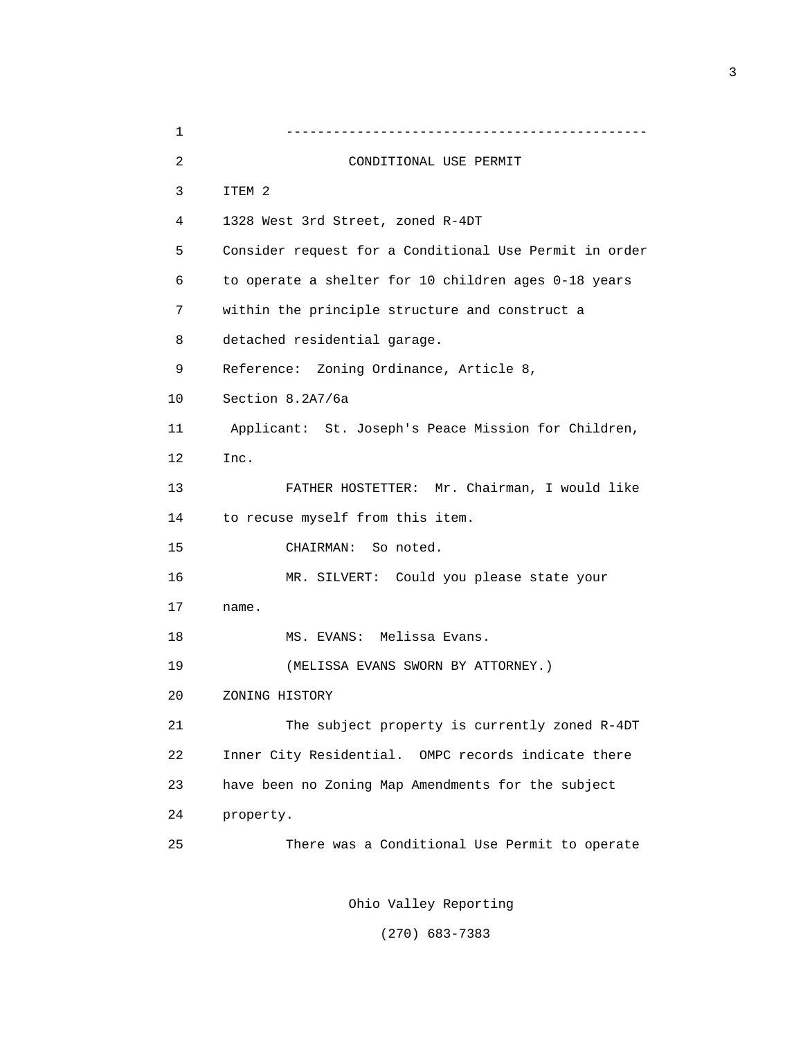---

CONDITIONAL USE PERMIT

ITEM 2

1328 West 3rd Street, zoned R-4DT

Consider request for a Conditional Use Permit in order to operate a shelter for 10 children ages 0-18 years within the principle structure and construct a detached residential garage.

Reference: Zoning Ordinance, Article 8, Section 8.2A7/6a

Applicant: St. Joseph's Peace Mission for Children, Inc.

FATHER HOSTETTER: Mr. Chairman, I would like to recuse myself from this item.

CHAIRMAN: So noted.

MR. SILVERT: Could you please state your name.

MS. EVANS: Melissa Evans.

(MELISSA EVANS SWORN BY ATTORNEY.)

ZONING HISTORY

The subject property is currently zoned R-4DT Inner City Residential. OMPC records indicate there have been no Zoning Map Amendments for the subject property.

There was a Conditional Use Permit to operate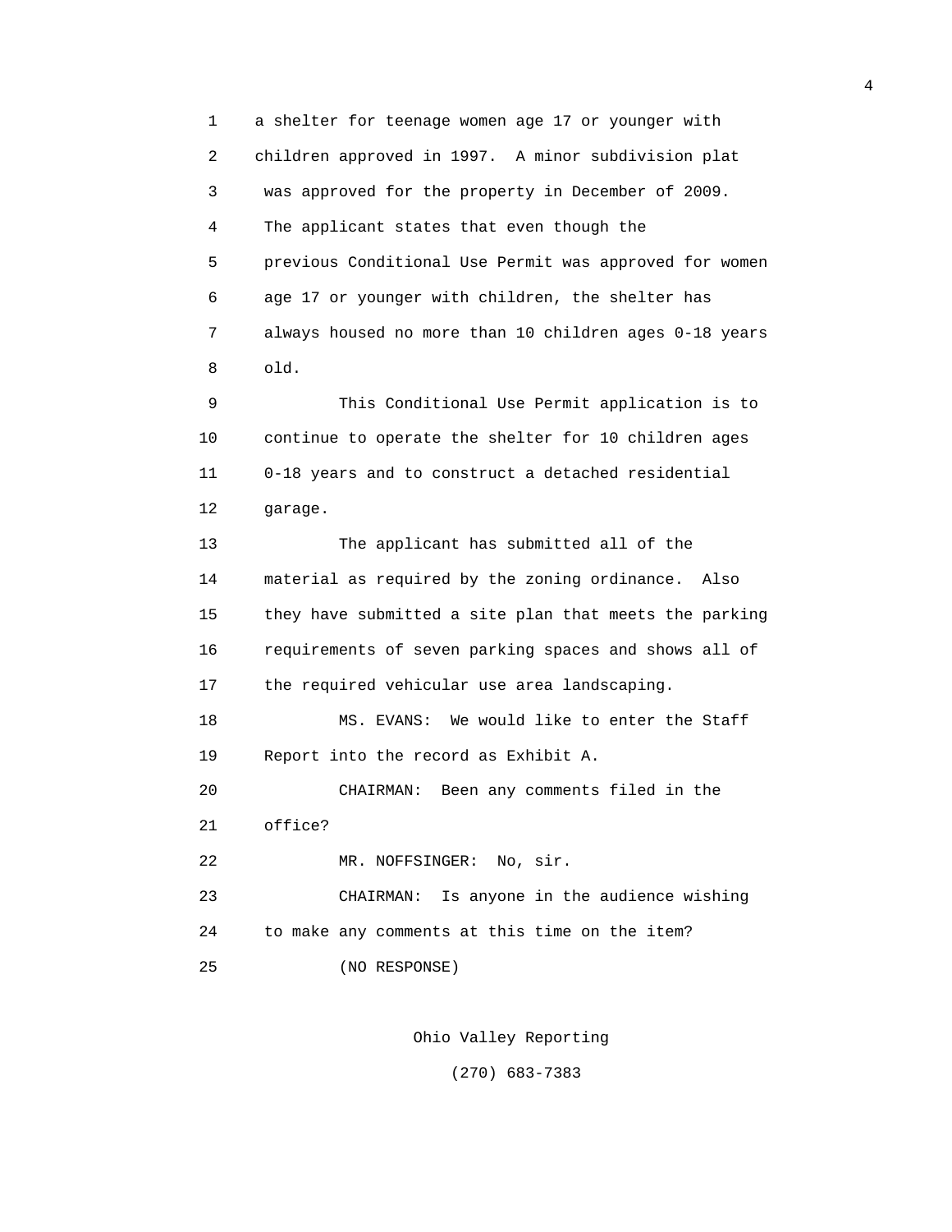a shelter for teenage women age 17 or younger with children approved in 1997. A minor subdivision plat was approved for the property in December of 2009. The applicant states that even though the previous Conditional Use Permit was approved for women age 17 or younger with children, the shelter has always housed no more than 10 children ages 0-18 years old.

This Conditional Use Permit application is to continue to operate the shelter for 10 children ages 0-18 years and to construct a detached residential garage.

The applicant has submitted all of the material as required by the zoning ordinance. Also they have submitted a site plan that meets the parking requirements of seven parking spaces and shows all of the required vehicular use area landscaping.

MS. EVANS: We would like to enter the Staff Report into the record as Exhibit A.

CHAIRMAN: Been any comments filed in the office?

MR. NOFFSINGER: No, sir.

CHAIRMAN: Is anyone in the audience wishing to make any comments at this time on the item?

(NO RESPONSE)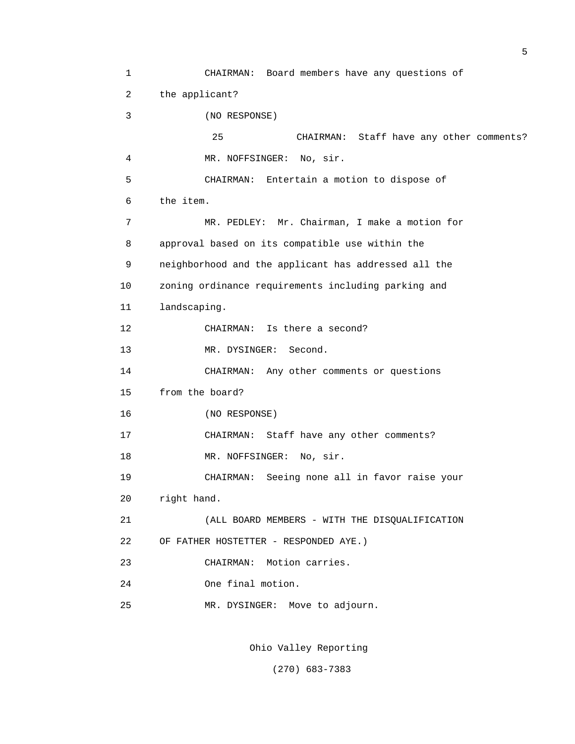1 CHAIRMAN: Board members have any questions of

2 the applicant?

3 (NO RESPONSE)

25 CHAIRMAN: Staff have any other comments?

4 MR. NOFFSINGER: No, sir.

5 CHAIRMAN: Entertain a motion to dispose of

6 the item.

7 MR. PEDLEY: Mr. Chairman, I make a motion for

8 approval based on its compatible use within the

9 neighborhood and the applicant has addressed all the

10 zoning ordinance requirements including parking and

11 landscaping.

12 CHAIRMAN: Is there a second?

13 MR. DYSINGER: Second.

14 CHAIRMAN: Any other comments or questions

15 from the board?

16 (NO RESPONSE)

17 CHAIRMAN: Staff have any other comments?

18 MR. NOFFSINGER: No, sir.

19 CHAIRMAN: Seeing none all in favor raise your

20 right hand.

21 (ALL BOARD MEMBERS - WITH THE DISQUALIFICATION

22 OF FATHER HOSTETTER - RESPONDED AYE.)

23 CHAIRMAN: Motion carries.

24 One final motion.

25 MR. DYSINGER: Move to adjourn.

Ohio Valley Reporting

(270) 683-7383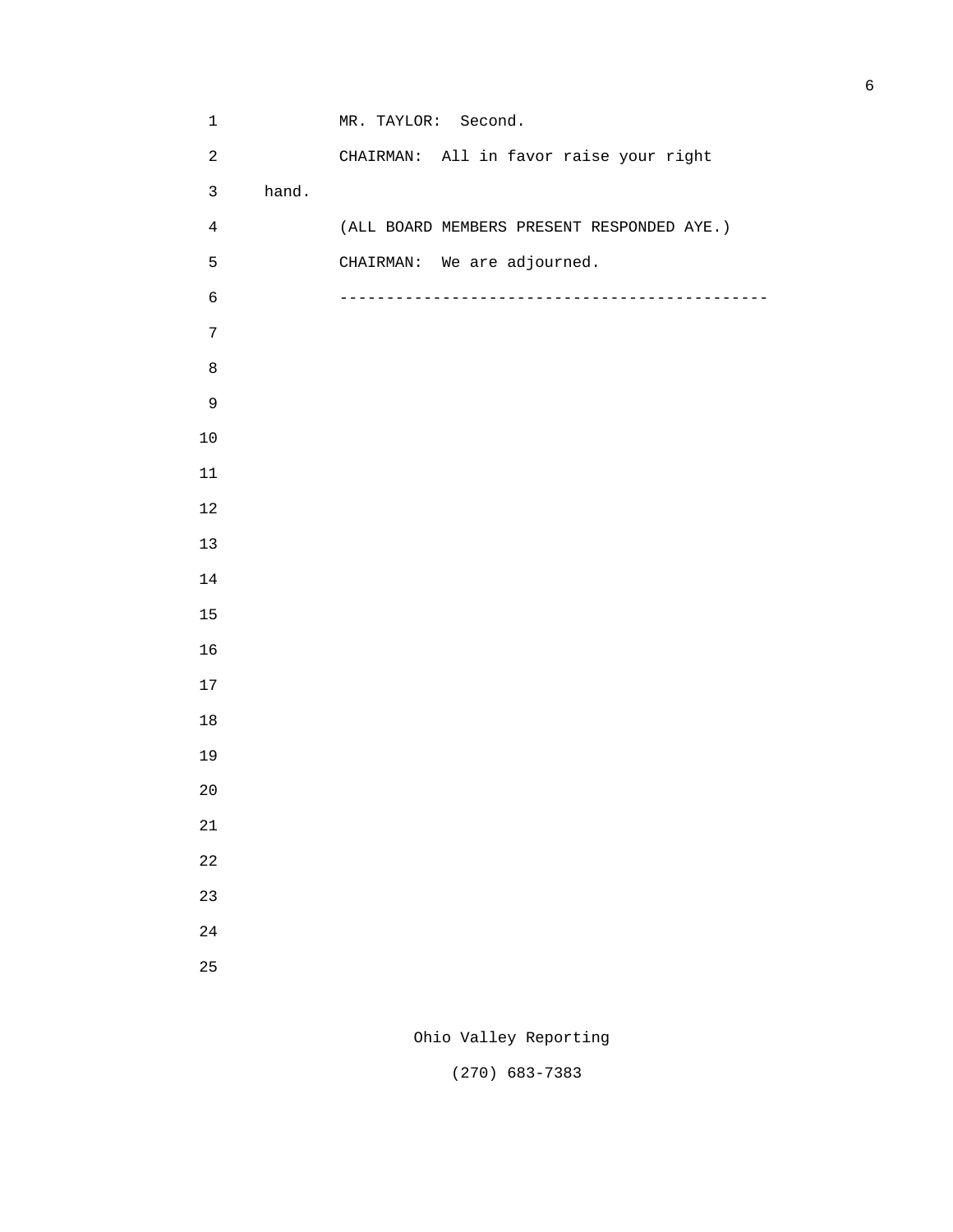MR. TAYLOR: Second.

CHAIRMAN: All in favor raise your right hand.

(ALL BOARD MEMBERS PRESENT RESPONDED AYE.)

CHAIRMAN: We are adjourned.

----------------------------------------------

Ohio Valley Reporting

(270) 683-7383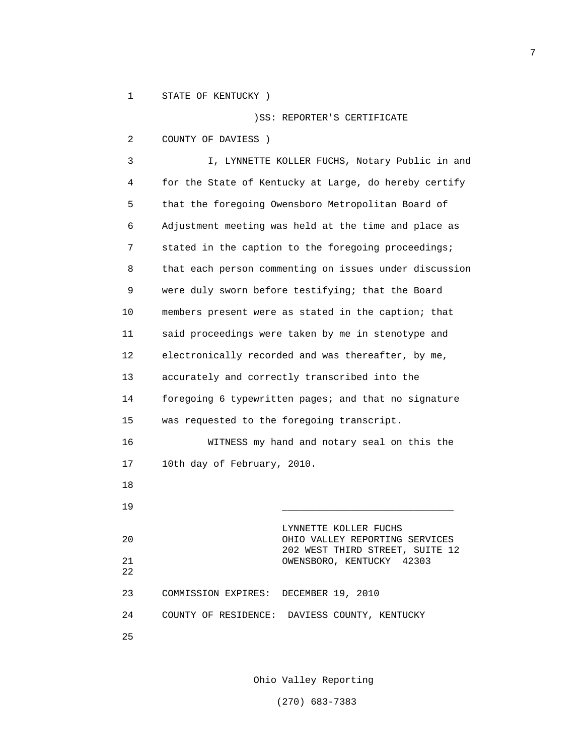STATE OF KENTUCKY )

)SS: REPORTER'S CERTIFICATE

COUNTY OF DAVIESS )

I, LYNNETTE KOLLER FUCHS, Notary Public in and for the State of Kentucky at Large, do hereby certify that the foregoing Owensboro Metropolitan Board of Adjustment meeting was held at the time and place as stated in the caption to the foregoing proceedings; that each person commenting on issues under discussion were duly sworn before testifying; that the Board members present were as stated in the caption; that said proceedings were taken by me in stenotype and electronically recorded and was thereafter, by me, accurately and correctly transcribed into the foregoing 6 typewritten pages; and that no signature was requested to the foregoing transcript.

WITNESS my hand and notary seal on this the 10th day of February, 2010.

\_\_\_\_\_\_\_\_\_\_\_\_\_\_\_\_\_\_\_\_\_\_\_\_\_\_\_\_\_\_

LYNNETTE KOLLER FUCHS
OHIO VALLEY REPORTING SERVICES
202 WEST THIRD STREET, SUITE 12
OWENSBORO, KENTUCKY 42303

COMMISSION EXPIRES: DECEMBER 19, 2010

COUNTY OF RESIDENCE: DAVIESS COUNTY, KENTUCKY